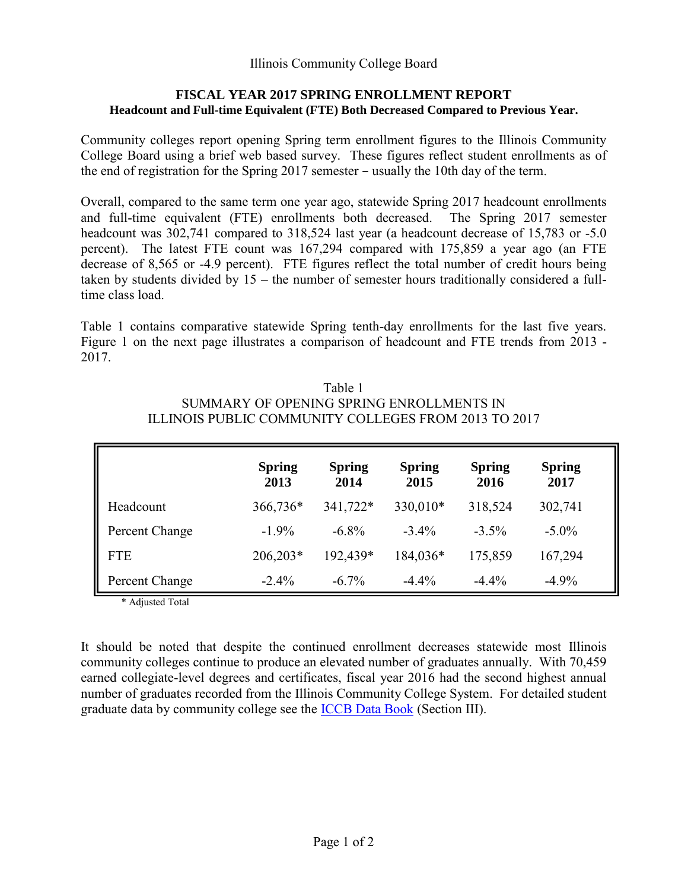Illinois Community College Board

# FISCAL YEAR 2017 SPRING ENROLLMENT REPORT

**Headcount and Full-time Equivalent (FTE) Both Decreased Compared to Previous Year.**

Community colleges report opening Spring term enrollment figures to the Illinois Community College Board using a brief web based survey. These figures reflect student enrollments as of the end of registration for the Spring 2017 semester – usually the 10th day of the term.

Overall, compared to the same term one year ago, statewide Spring 2017 headcount enrollments and full-time equivalent (FTE) enrollments both decreased. The Spring 2017 semester headcount was 302,741 compared to 318,524 last year (a headcount decrease of 15,783 or -5.0 percent). The latest FTE count was 167,294 compared with 175,859 a year ago (an FTE decrease of 8,565 or -4.9 percent). FTE figures reflect the total number of credit hours being taken by students divided by 15 – the number of semester hours traditionally considered a full-time class load.

Table 1 contains comparative statewide Spring tenth-day enrollments for the last five years. Figure 1 on the next page illustrates a comparison of headcount and FTE trends from 2013 - 2017.

Table 1
SUMMARY OF OPENING SPRING ENROLLMENTS IN ILLINOIS PUBLIC COMMUNITY COLLEGES FROM 2013 TO 2017

| | **Spring 2013** | **Spring 2014** | **Spring 2015** | **Spring 2016** | **Spring 2017** |
|---|---|---|---|---|---|
| Headcount | 366,736* | 341,722* | 330,010* | 318,524 | 302,741 |
| Percent Change | -1.9% | -6.8% | -3.4% | -3.5% | -5.0% |
| FTE | 206,203* | 192,439* | 184,036* | 175,859 | 167,294 |
| Percent Change | -2.4% | -6.7% | -4.4% | -4.4% | -4.9% |

\* Adjusted Total

It should be noted that despite the continued enrollment decreases statewide most Illinois community colleges continue to produce an elevated number of graduates annually. With 70,459 earned collegiate-level degrees and certificates, fiscal year 2016 had the second highest annual number of graduates recorded from the Illinois Community College System. For detailed student graduate data by community college see the ICCB Data Book (Section III).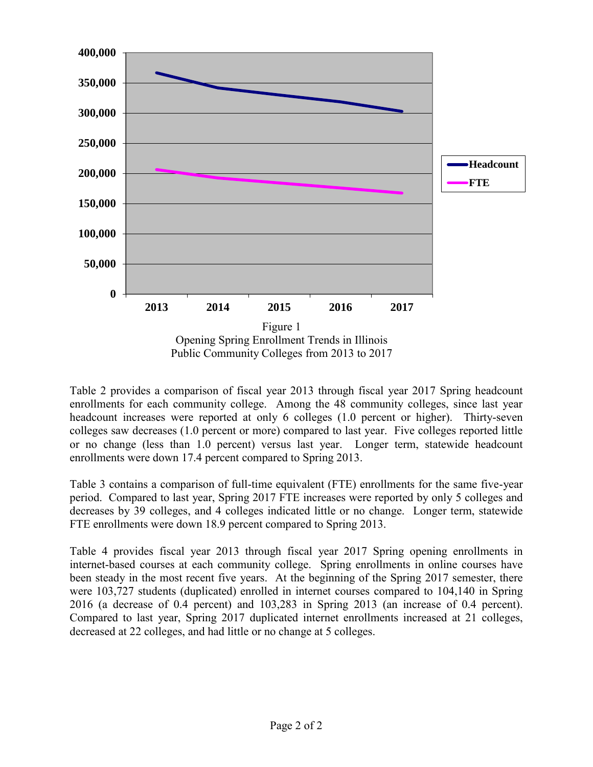Figure 1
Opening Spring Enrollment Trends in Illinois Public Community Colleges from 2013 to 2017

Table 2 provides a comparison of fiscal year 2013 through fiscal year 2017 Spring headcount enrollments for each community college. Among the 48 community colleges, since last year headcount increases were reported at only 6 colleges (1.0 percent or higher). Thirty-seven colleges saw decreases (1.0 percent or more) compared to last year. Five colleges reported little or no change (less than 1.0 percent) versus last year. Longer term, statewide headcount enrollments were down 17.4 percent compared to Spring 2013.

Table 3 contains a comparison of full-time equivalent (FTE) enrollments for the same five-year period. Compared to last year, Spring 2017 FTE increases were reported by only 5 colleges and decreases by 39 colleges, and 4 colleges indicated little or no change. Longer term, statewide FTE enrollments were down 18.9 percent compared to Spring 2013.

Table 4 provides fiscal year 2013 through fiscal year 2017 Spring opening enrollments in internet-based courses at each community college. Spring enrollments in online courses have been steady in the most recent five years. At the beginning of the Spring 2017 semester, there were 103,727 students (duplicated) enrolled in internet courses compared to 104,140 in Spring 2016 (a decrease of 0.4 percent) and 103,283 in Spring 2013 (an increase of 0.4 percent). Compared to last year, Spring 2017 duplicated internet enrollments increased at 21 colleges, decreased at 22 colleges, and had little or no change at 5 colleges.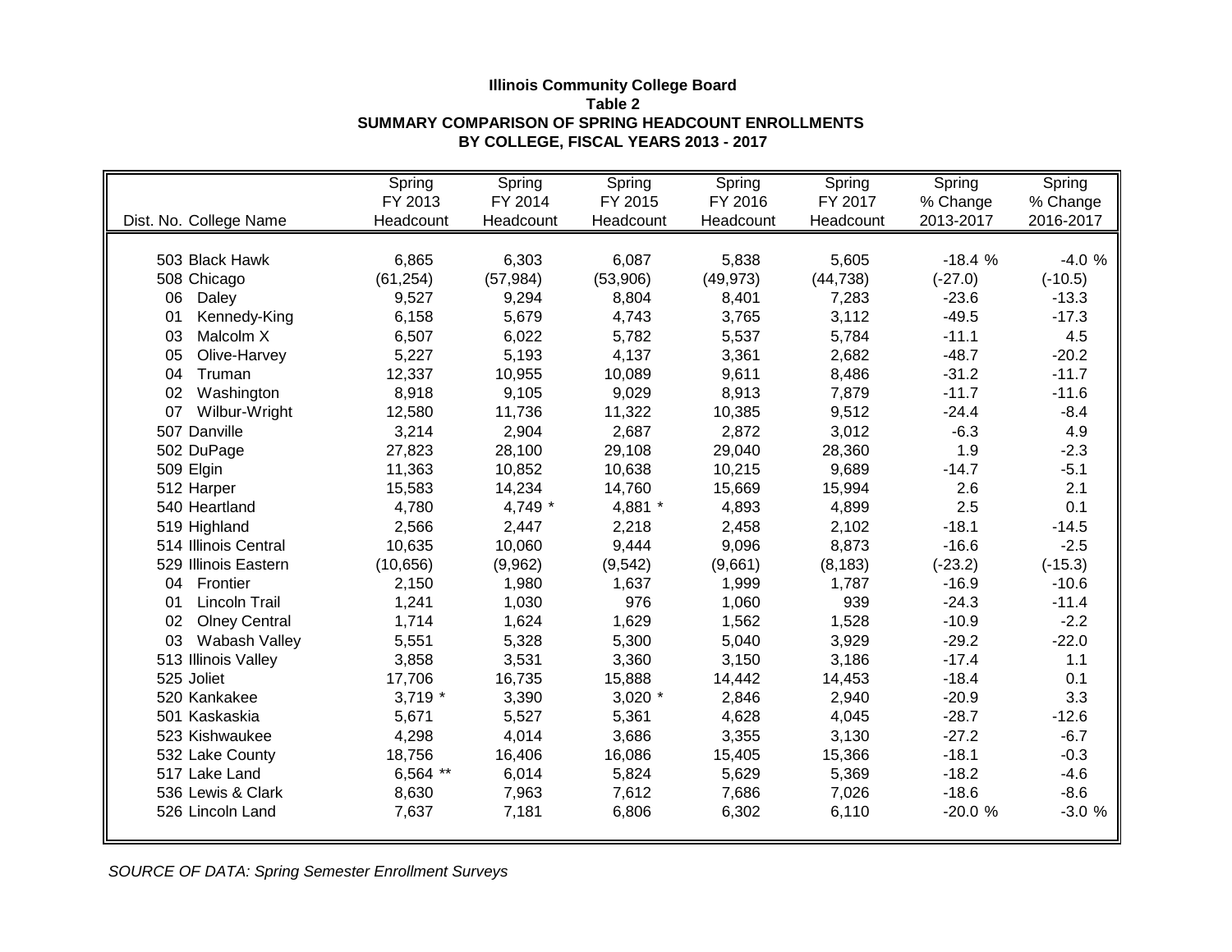**Illinois Community College Board**
**Table 2**
**SUMMARY COMPARISON OF SPRING HEADCOUNT ENROLLMENTS**
**BY COLLEGE, FISCAL YEARS 2013 - 2017**

| Dist. No. College Name | Spring FY 2013 Headcount | Spring FY 2014 Headcount | Spring FY 2015 Headcount | Spring FY 2016 Headcount | Spring FY 2017 Headcount | Spring % Change 2013-2017 | Spring % Change 2016-2017 |
|---|---|---|---|---|---|---|---|
| 503 Black Hawk | 6,865 | 6,303 | 6,087 | 5,838 | 5,605 | -18.4 % | -4.0 % |
| 508 Chicago | (61,254) | (57,984) | (53,906) | (49,973) | (44,738) | (-27.0) | (-10.5) |
| 06 Daley | 9,527 | 9,294 | 8,804 | 8,401 | 7,283 | -23.6 | -13.3 |
| 01 Kennedy-King | 6,158 | 5,679 | 4,743 | 3,765 | 3,112 | -49.5 | -17.3 |
| 03 Malcolm X | 6,507 | 6,022 | 5,782 | 5,537 | 5,784 | -11.1 | 4.5 |
| 05 Olive-Harvey | 5,227 | 5,193 | 4,137 | 3,361 | 2,682 | -48.7 | -20.2 |
| 04 Truman | 12,337 | 10,955 | 10,089 | 9,611 | 8,486 | -31.2 | -11.7 |
| 02 Washington | 8,918 | 9,105 | 9,029 | 8,913 | 7,879 | -11.7 | -11.6 |
| 07 Wilbur-Wright | 12,580 | 11,736 | 11,322 | 10,385 | 9,512 | -24.4 | -8.4 |
| 507 Danville | 3,214 | 2,904 | 2,687 | 2,872 | 3,012 | -6.3 | 4.9 |
| 502 DuPage | 27,823 | 28,100 | 29,108 | 29,040 | 28,360 | 1.9 | -2.3 |
| 509 Elgin | 11,363 | 10,852 | 10,638 | 10,215 | 9,689 | -14.7 | -5.1 |
| 512 Harper | 15,583 | 14,234 | 14,760 | 15,669 | 15,994 | 2.6 | 2.1 |
| 540 Heartland | 4,780 | 4,749 * | 4,881 * | 4,893 | 4,899 | 2.5 | 0.1 |
| 519 Highland | 2,566 | 2,447 | 2,218 | 2,458 | 2,102 | -18.1 | -14.5 |
| 514 Illinois Central | 10,635 | 10,060 | 9,444 | 9,096 | 8,873 | -16.6 | -2.5 |
| 529 Illinois Eastern | (10,656) | (9,962) | (9,542) | (9,661) | (8,183) | (-23.2) | (-15.3) |
| 04 Frontier | 2,150 | 1,980 | 1,637 | 1,999 | 1,787 | -16.9 | -10.6 |
| 01 Lincoln Trail | 1,241 | 1,030 | 976 | 1,060 | 939 | -24.3 | -11.4 |
| 02 Olney Central | 1,714 | 1,624 | 1,629 | 1,562 | 1,528 | -10.9 | -2.2 |
| 03 Wabash Valley | 5,551 | 5,328 | 5,300 | 5,040 | 3,929 | -29.2 | -22.0 |
| 513 Illinois Valley | 3,858 | 3,531 | 3,360 | 3,150 | 3,186 | -17.4 | 1.1 |
| 525 Joliet | 17,706 | 16,735 | 15,888 | 14,442 | 14,453 | -18.4 | 0.1 |
| 520 Kankakee | 3,719 * | 3,390 | 3,020 * | 2,846 | 2,940 | -20.9 | 3.3 |
| 501 Kaskaskia | 5,671 | 5,527 | 5,361 | 4,628 | 4,045 | -28.7 | -12.6 |
| 523 Kishwaukee | 4,298 | 4,014 | 3,686 | 3,355 | 3,130 | -27.2 | -6.7 |
| 532 Lake County | 18,756 | 16,406 | 16,086 | 15,405 | 15,366 | -18.1 | -0.3 |
| 517 Lake Land | 6,564 ** | 6,014 | 5,824 | 5,629 | 5,369 | -18.2 | -4.6 |
| 536 Lewis & Clark | 8,630 | 7,963 | 7,612 | 7,686 | 7,026 | -18.6 | -8.6 |
| 526 Lincoln Land | 7,637 | 7,181 | 6,806 | 6,302 | 6,110 | -20.0 % | -3.0 % |

*SOURCE OF DATA: Spring Semester Enrollment Surveys*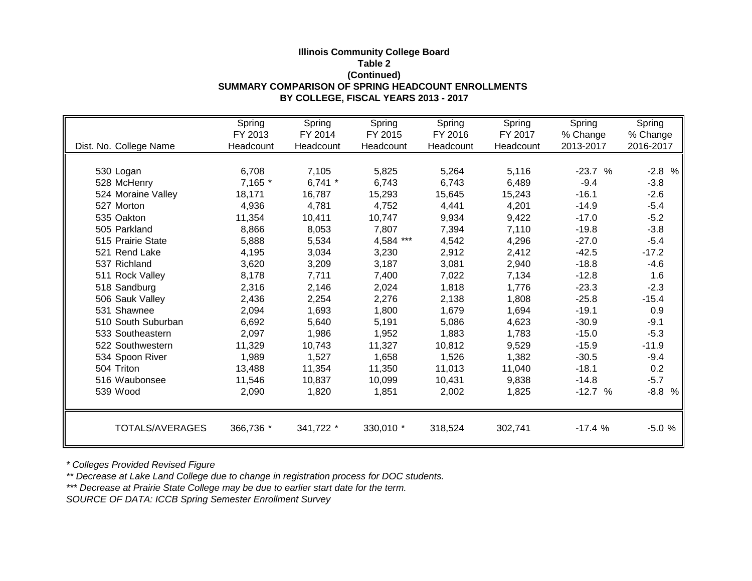**Illinois Community College Board**
**Table 2**
**(Continued)**
**SUMMARY COMPARISON OF SPRING HEADCOUNT ENROLLMENTS**
**BY COLLEGE, FISCAL YEARS 2013 - 2017**

| Dist. No. College Name | Spring FY 2013 Headcount | Spring FY 2014 Headcount | Spring FY 2015 Headcount | Spring FY 2016 Headcount | Spring FY 2017 Headcount | Spring % Change 2013-2017 | Spring % Change 2016-2017 |
|---|---|---|---|---|---|---|---|
| 530 Logan | 6,708 | 7,105 | 5,825 | 5,264 | 5,116 | -23.7 % | -2.8 % |
| 528 McHenry | 7,165 * | 6,741 * | 6,743 | 6,743 | 6,489 | -9.4 | -3.8 |
| 524 Moraine Valley | 18,171 | 16,787 | 15,293 | 15,645 | 15,243 | -16.1 | -2.6 |
| 527 Morton | 4,936 | 4,781 | 4,752 | 4,441 | 4,201 | -14.9 | -5.4 |
| 535 Oakton | 11,354 | 10,411 | 10,747 | 9,934 | 9,422 | -17.0 | -5.2 |
| 505 Parkland | 8,866 | 8,053 | 7,807 | 7,394 | 7,110 | -19.8 | -3.8 |
| 515 Prairie State | 5,888 | 5,534 | 4,584 *** | 4,542 | 4,296 | -27.0 | -5.4 |
| 521 Rend Lake | 4,195 | 3,034 | 3,230 | 2,912 | 2,412 | -42.5 | -17.2 |
| 537 Richland | 3,620 | 3,209 | 3,187 | 3,081 | 2,940 | -18.8 | -4.6 |
| 511 Rock Valley | 8,178 | 7,711 | 7,400 | 7,022 | 7,134 | -12.8 | 1.6 |
| 518 Sandburg | 2,316 | 2,146 | 2,024 | 1,818 | 1,776 | -23.3 | -2.3 |
| 506 Sauk Valley | 2,436 | 2,254 | 2,276 | 2,138 | 1,808 | -25.8 | -15.4 |
| 531 Shawnee | 2,094 | 1,693 | 1,800 | 1,679 | 1,694 | -19.1 | 0.9 |
| 510 South Suburban | 6,692 | 5,640 | 5,191 | 5,086 | 4,623 | -30.9 | -9.1 |
| 533 Southeastern | 2,097 | 1,986 | 1,952 | 1,883 | 1,783 | -15.0 | -5.3 |
| 522 Southwestern | 11,329 | 10,743 | 11,327 | 10,812 | 9,529 | -15.9 | -11.9 |
| 534 Spoon River | 1,989 | 1,527 | 1,658 | 1,526 | 1,382 | -30.5 | -9.4 |
| 504 Triton | 13,488 | 11,354 | 11,350 | 11,013 | 11,040 | -18.1 | 0.2 |
| 516 Waubonsee | 11,546 | 10,837 | 10,099 | 10,431 | 9,838 | -14.8 | -5.7 |
| 539 Wood | 2,090 | 1,820 | 1,851 | 2,002 | 1,825 | -12.7 % | -8.8 % |
| TOTALS/AVERAGES | 366,736 * | 341,722 * | 330,010 * | 318,524 | 302,741 | -17.4 % | -5.0 % |

*\* Colleges Provided Revised Figure*
*\*\* Decrease at Lake Land College due to change in registration process for DOC students.*
*\*\*\* Decrease at Prairie State College may be due to earlier start date for the term.*
*SOURCE OF DATA: ICCB Spring Semester Enrollment Survey*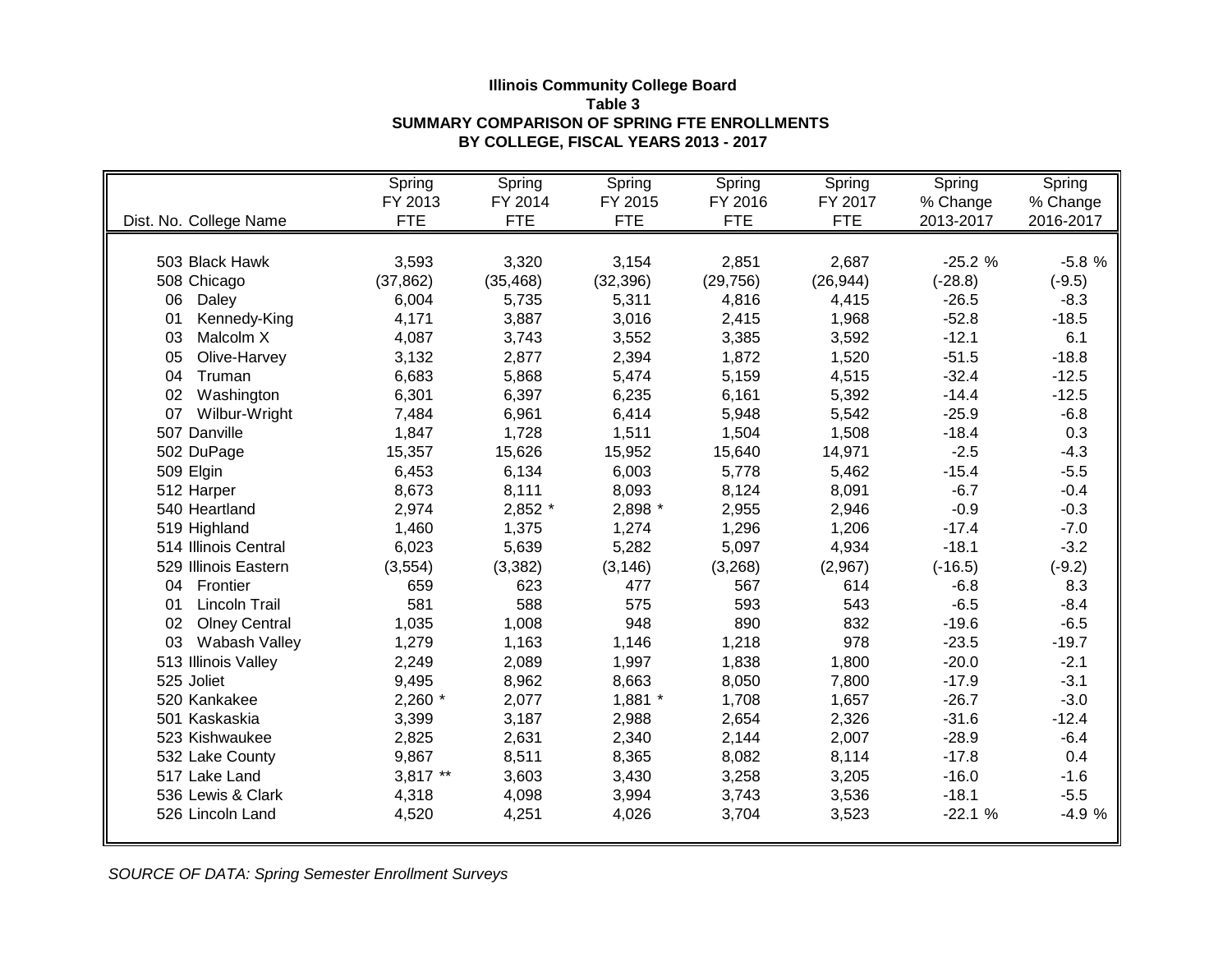**Illinois Community College Board**
**Table 3**
**SUMMARY COMPARISON OF SPRING FTE ENROLLMENTS**
**BY COLLEGE, FISCAL YEARS 2013 - 2017**

| Dist. No. College Name | Spring FY 2013 FTE | Spring FY 2014 FTE | Spring FY 2015 FTE | Spring FY 2016 FTE | Spring FY 2017 FTE | Spring % Change 2013-2017 | Spring % Change 2016-2017 |
|---|---|---|---|---|---|---|---|
| 503 Black Hawk | 3,593 | 3,320 | 3,154 | 2,851 | 2,687 | -25.2 % | -5.8 % |
| 508 Chicago | (37,862) | (35,468) | (32,396) | (29,756) | (26,944) | (-28.8) | (-9.5) |
| 06 Daley | 6,004 | 5,735 | 5,311 | 4,816 | 4,415 | -26.5 | -8.3 |
| 01 Kennedy-King | 4,171 | 3,887 | 3,016 | 2,415 | 1,968 | -52.8 | -18.5 |
| 03 Malcolm X | 4,087 | 3,743 | 3,552 | 3,385 | 3,592 | -12.1 | 6.1 |
| 05 Olive-Harvey | 3,132 | 2,877 | 2,394 | 1,872 | 1,520 | -51.5 | -18.8 |
| 04 Truman | 6,683 | 5,868 | 5,474 | 5,159 | 4,515 | -32.4 | -12.5 |
| 02 Washington | 6,301 | 6,397 | 6,235 | 6,161 | 5,392 | -14.4 | -12.5 |
| 07 Wilbur-Wright | 7,484 | 6,961 | 6,414 | 5,948 | 5,542 | -25.9 | -6.8 |
| 507 Danville | 1,847 | 1,728 | 1,511 | 1,504 | 1,508 | -18.4 | 0.3 |
| 502 DuPage | 15,357 | 15,626 | 15,952 | 15,640 | 14,971 | -2.5 | -4.3 |
| 509 Elgin | 6,453 | 6,134 | 6,003 | 5,778 | 5,462 | -15.4 | -5.5 |
| 512 Harper | 8,673 | 8,111 | 8,093 | 8,124 | 8,091 | -6.7 | -0.4 |
| 540 Heartland | 2,974 | 2,852 * | 2,898 * | 2,955 | 2,946 | -0.9 | -0.3 |
| 519 Highland | 1,460 | 1,375 | 1,274 | 1,296 | 1,206 | -17.4 | -7.0 |
| 514 Illinois Central | 6,023 | 5,639 | 5,282 | 5,097 | 4,934 | -18.1 | -3.2 |
| 529 Illinois Eastern | (3,554) | (3,382) | (3,146) | (3,268) | (2,967) | (-16.5) | (-9.2) |
| 04 Frontier | 659 | 623 | 477 | 567 | 614 | -6.8 | 8.3 |
| 01 Lincoln Trail | 581 | 588 | 575 | 593 | 543 | -6.5 | -8.4 |
| 02 Olney Central | 1,035 | 1,008 | 948 | 890 | 832 | -19.6 | -6.5 |
| 03 Wabash Valley | 1,279 | 1,163 | 1,146 | 1,218 | 978 | -23.5 | -19.7 |
| 513 Illinois Valley | 2,249 | 2,089 | 1,997 | 1,838 | 1,800 | -20.0 | -2.1 |
| 525 Joliet | 9,495 | 8,962 | 8,663 | 8,050 | 7,800 | -17.9 | -3.1 |
| 520 Kankakee | 2,260 * | 2,077 | 1,881 * | 1,708 | 1,657 | -26.7 | -3.0 |
| 501 Kaskaskia | 3,399 | 3,187 | 2,988 | 2,654 | 2,326 | -31.6 | -12.4 |
| 523 Kishwaukee | 2,825 | 2,631 | 2,340 | 2,144 | 2,007 | -28.9 | -6.4 |
| 532 Lake County | 9,867 | 8,511 | 8,365 | 8,082 | 8,114 | -17.8 | 0.4 |
| 517 Lake Land | 3,817 ** | 3,603 | 3,430 | 3,258 | 3,205 | -16.0 | -1.6 |
| 536 Lewis & Clark | 4,318 | 4,098 | 3,994 | 3,743 | 3,536 | -18.1 | -5.5 |
| 526 Lincoln Land | 4,520 | 4,251 | 4,026 | 3,704 | 3,523 | -22.1 % | -4.9 % |

*SOURCE OF DATA: Spring Semester Enrollment Surveys*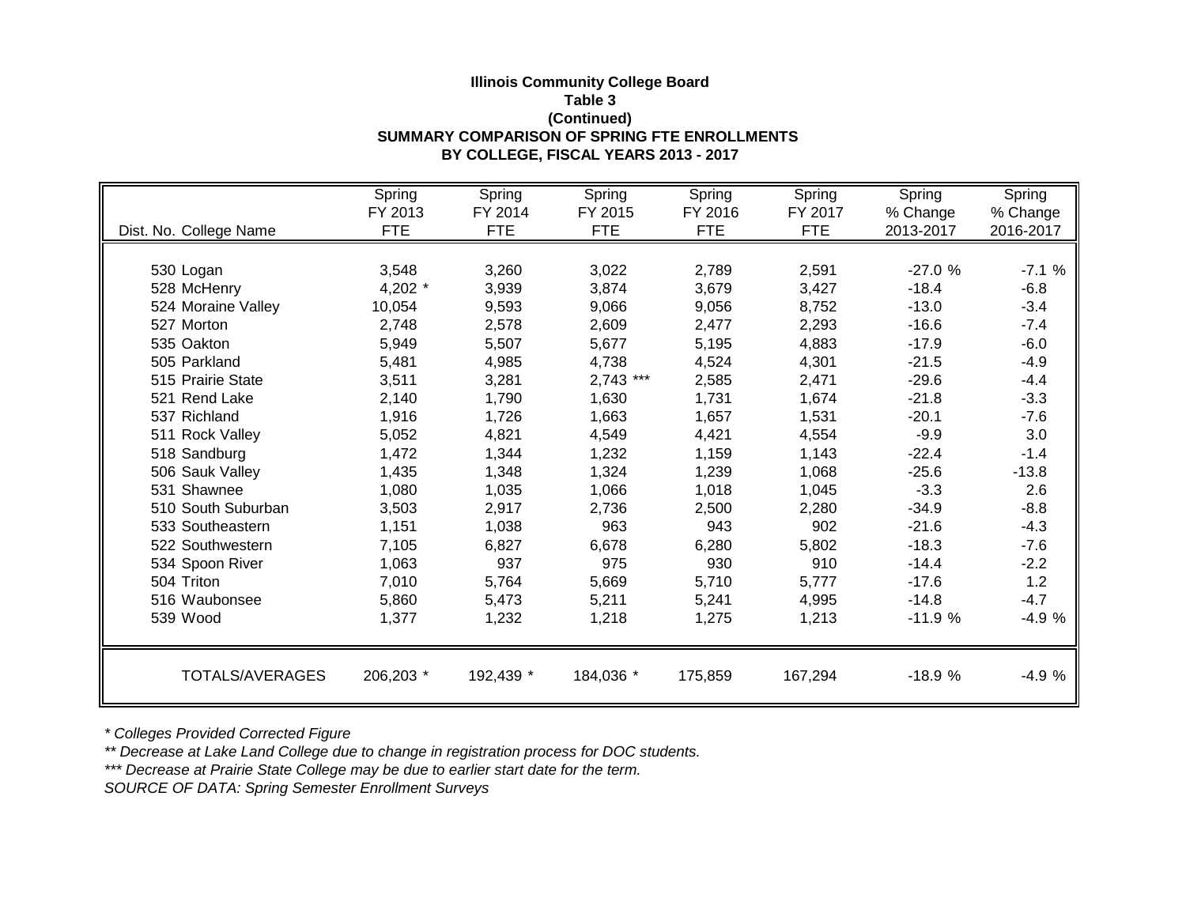**Illinois Community College Board**
**Table 3**
**(Continued)**
**SUMMARY COMPARISON OF SPRING FTE ENROLLMENTS**
**BY COLLEGE, FISCAL YEARS 2013 - 2017**

| Dist. No. College Name | Spring FY 2013 FTE | Spring FY 2014 FTE | Spring FY 2015 FTE | Spring FY 2016 FTE | Spring FY 2017 FTE | Spring % Change 2013-2017 | Spring % Change 2016-2017 |
|---|---|---|---|---|---|---|---|
| 530 Logan | 3,548 | 3,260 | 3,022 | 2,789 | 2,591 | -27.0 % | -7.1 % |
| 528 McHenry | 4,202 * | 3,939 | 3,874 | 3,679 | 3,427 | -18.4 | -6.8 |
| 524 Moraine Valley | 10,054 | 9,593 | 9,066 | 9,056 | 8,752 | -13.0 | -3.4 |
| 527 Morton | 2,748 | 2,578 | 2,609 | 2,477 | 2,293 | -16.6 | -7.4 |
| 535 Oakton | 5,949 | 5,507 | 5,677 | 5,195 | 4,883 | -17.9 | -6.0 |
| 505 Parkland | 5,481 | 4,985 | 4,738 | 4,524 | 4,301 | -21.5 | -4.9 |
| 515 Prairie State | 3,511 | 3,281 | 2,743 *** | 2,585 | 2,471 | -29.6 | -4.4 |
| 521 Rend Lake | 2,140 | 1,790 | 1,630 | 1,731 | 1,674 | -21.8 | -3.3 |
| 537 Richland | 1,916 | 1,726 | 1,663 | 1,657 | 1,531 | -20.1 | -7.6 |
| 511 Rock Valley | 5,052 | 4,821 | 4,549 | 4,421 | 4,554 | -9.9 | 3.0 |
| 518 Sandburg | 1,472 | 1,344 | 1,232 | 1,159 | 1,143 | -22.4 | -1.4 |
| 506 Sauk Valley | 1,435 | 1,348 | 1,324 | 1,239 | 1,068 | -25.6 | -13.8 |
| 531 Shawnee | 1,080 | 1,035 | 1,066 | 1,018 | 1,045 | -3.3 | 2.6 |
| 510 South Suburban | 3,503 | 2,917 | 2,736 | 2,500 | 2,280 | -34.9 | -8.8 |
| 533 Southeastern | 1,151 | 1,038 | 963 | 943 | 902 | -21.6 | -4.3 |
| 522 Southwestern | 7,105 | 6,827 | 6,678 | 6,280 | 5,802 | -18.3 | -7.6 |
| 534 Spoon River | 1,063 | 937 | 975 | 930 | 910 | -14.4 | -2.2 |
| 504 Triton | 7,010 | 5,764 | 5,669 | 5,710 | 5,777 | -17.6 | 1.2 |
| 516 Waubonsee | 5,860 | 5,473 | 5,211 | 5,241 | 4,995 | -14.8 | -4.7 |
| 539 Wood | 1,377 | 1,232 | 1,218 | 1,275 | 1,213 | -11.9 % | -4.9 % |
| TOTALS/AVERAGES | 206,203 * | 192,439 * | 184,036 * | 175,859 | 167,294 | -18.9 % | -4.9 % |

*\* Colleges Provided Corrected Figure*

*\*\* Decrease at Lake Land College due to change in registration process for DOC students.*

*\*\*\* Decrease at Prairie State College may be due to earlier start date for the term.*

*SOURCE OF DATA: Spring Semester Enrollment Surveys*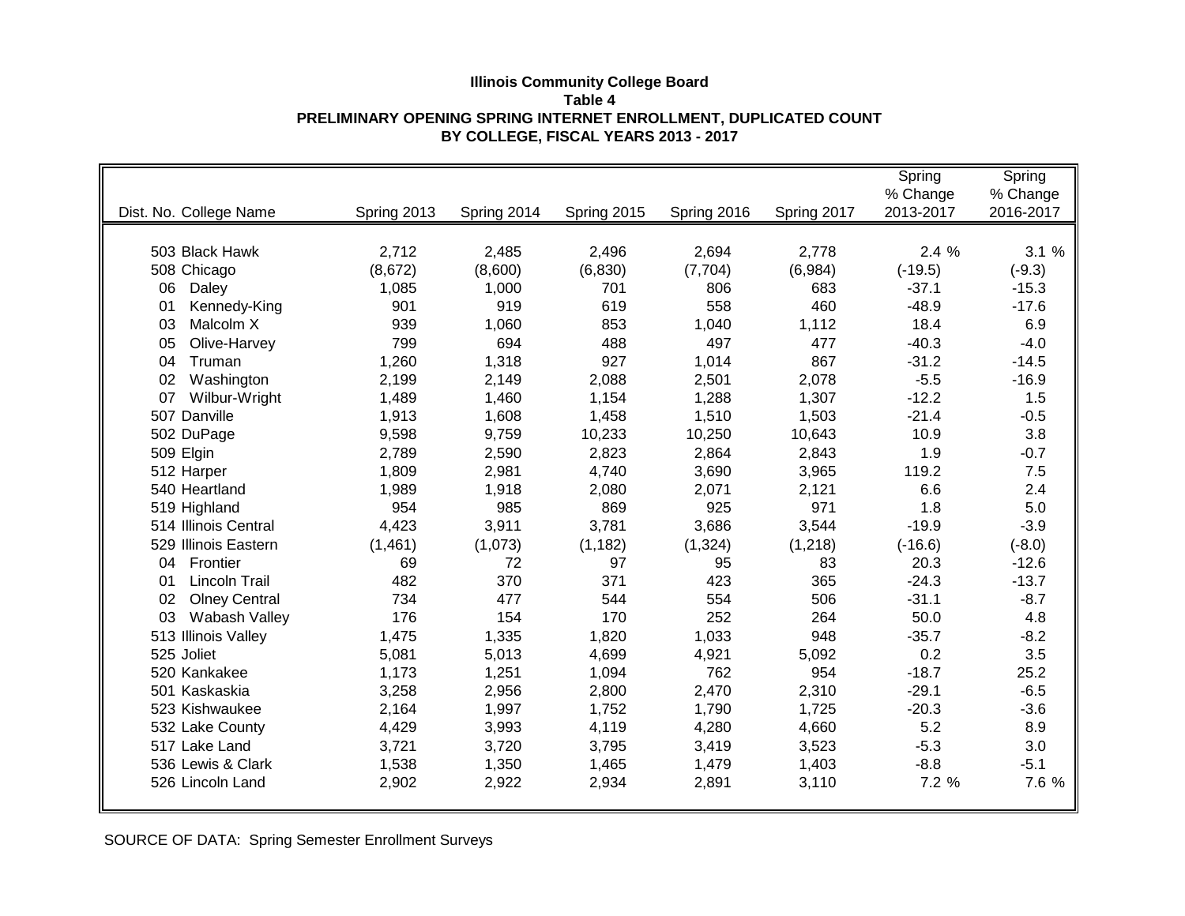**Illinois Community College Board**
**Table 4**
**PRELIMINARY OPENING SPRING INTERNET ENROLLMENT, DUPLICATED COUNT**
**BY COLLEGE, FISCAL YEARS 2013 - 2017**

| Dist. No. College Name | Spring 2013 | Spring 2014 | Spring 2015 | Spring 2016 | Spring 2017 | Spring % Change 2013-2017 | Spring % Change 2016-2017 |
|---|---|---|---|---|---|---|---|
| 503 Black Hawk | 2,712 | 2,485 | 2,496 | 2,694 | 2,778 | 2.4 % | 3.1 % |
| 508 Chicago | (8,672) | (8,600) | (6,830) | (7,704) | (6,984) | (-19.5) | (-9.3) |
| 06 Daley | 1,085 | 1,000 | 701 | 806 | 683 | -37.1 | -15.3 |
| 01 Kennedy-King | 901 | 919 | 619 | 558 | 460 | -48.9 | -17.6 |
| 03 Malcolm X | 939 | 1,060 | 853 | 1,040 | 1,112 | 18.4 | 6.9 |
| 05 Olive-Harvey | 799 | 694 | 488 | 497 | 477 | -40.3 | -4.0 |
| 04 Truman | 1,260 | 1,318 | 927 | 1,014 | 867 | -31.2 | -14.5 |
| 02 Washington | 2,199 | 2,149 | 2,088 | 2,501 | 2,078 | -5.5 | -16.9 |
| 07 Wilbur-Wright | 1,489 | 1,460 | 1,154 | 1,288 | 1,307 | -12.2 | 1.5 |
| 507 Danville | 1,913 | 1,608 | 1,458 | 1,510 | 1,503 | -21.4 | -0.5 |
| 502 DuPage | 9,598 | 9,759 | 10,233 | 10,250 | 10,643 | 10.9 | 3.8 |
| 509 Elgin | 2,789 | 2,590 | 2,823 | 2,864 | 2,843 | 1.9 | -0.7 |
| 512 Harper | 1,809 | 2,981 | 4,740 | 3,690 | 3,965 | 119.2 | 7.5 |
| 540 Heartland | 1,989 | 1,918 | 2,080 | 2,071 | 2,121 | 6.6 | 2.4 |
| 519 Highland | 954 | 985 | 869 | 925 | 971 | 1.8 | 5.0 |
| 514 Illinois Central | 4,423 | 3,911 | 3,781 | 3,686 | 3,544 | -19.9 | -3.9 |
| 529 Illinois Eastern | (1,461) | (1,073) | (1,182) | (1,324) | (1,218) | (-16.6) | (-8.0) |
| 04 Frontier | 69 | 72 | 97 | 95 | 83 | 20.3 | -12.6 |
| 01 Lincoln Trail | 482 | 370 | 371 | 423 | 365 | -24.3 | -13.7 |
| 02 Olney Central | 734 | 477 | 544 | 554 | 506 | -31.1 | -8.7 |
| 03 Wabash Valley | 176 | 154 | 170 | 252 | 264 | 50.0 | 4.8 |
| 513 Illinois Valley | 1,475 | 1,335 | 1,820 | 1,033 | 948 | -35.7 | -8.2 |
| 525 Joliet | 5,081 | 5,013 | 4,699 | 4,921 | 5,092 | 0.2 | 3.5 |
| 520 Kankakee | 1,173 | 1,251 | 1,094 | 762 | 954 | -18.7 | 25.2 |
| 501 Kaskaskia | 3,258 | 2,956 | 2,800 | 2,470 | 2,310 | -29.1 | -6.5 |
| 523 Kishwaukee | 2,164 | 1,997 | 1,752 | 1,790 | 1,725 | -20.3 | -3.6 |
| 532 Lake County | 4,429 | 3,993 | 4,119 | 4,280 | 4,660 | 5.2 | 8.9 |
| 517 Lake Land | 3,721 | 3,720 | 3,795 | 3,419 | 3,523 | -5.3 | 3.0 |
| 536 Lewis & Clark | 1,538 | 1,350 | 1,465 | 1,479 | 1,403 | -8.8 | -5.1 |
| 526 Lincoln Land | 2,902 | 2,922 | 2,934 | 2,891 | 3,110 | 7.2 % | 7.6 % |

SOURCE OF DATA: Spring Semester Enrollment Surveys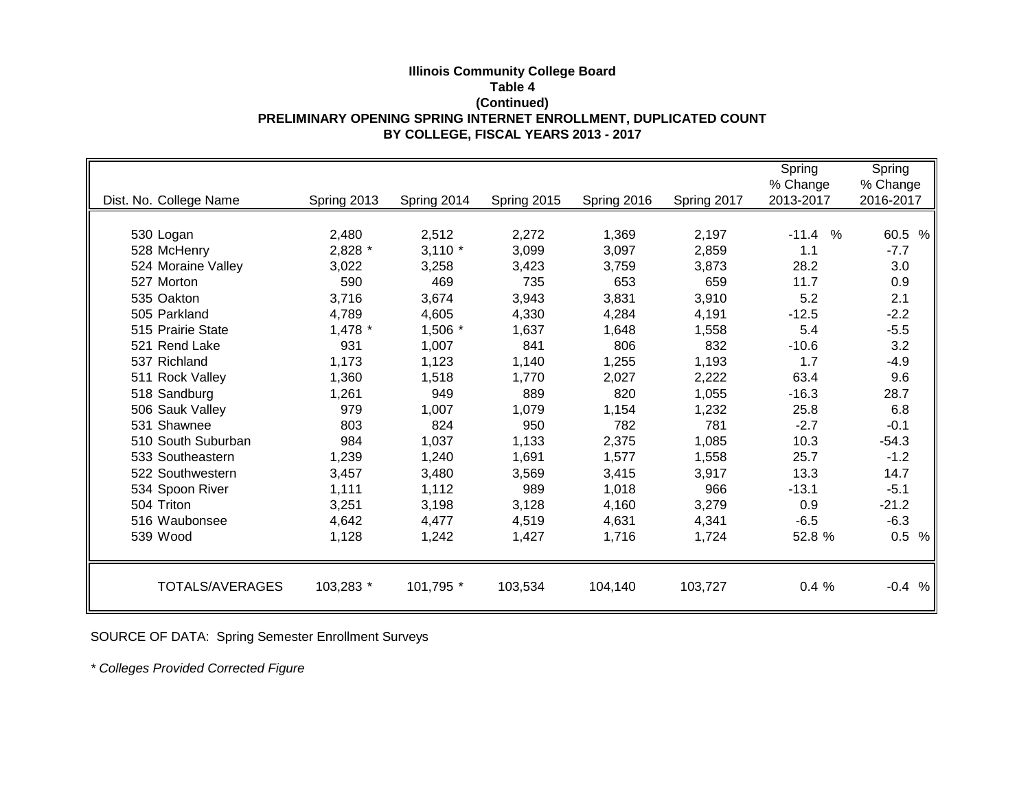**Illinois Community College Board**
**Table 4**
**(Continued)**
**PRELIMINARY OPENING SPRING INTERNET ENROLLMENT, DUPLICATED COUNT**
**BY COLLEGE, FISCAL YEARS 2013 - 2017**

| Dist. No. College Name | Spring 2013 | Spring 2014 | Spring 2015 | Spring 2016 | Spring 2017 | Spring % Change 2013-2017 | Spring % Change 2016-2017 |
|---|---|---|---|---|---|---|---|
| 530 Logan | 2,480 | 2,512 | 2,272 | 1,369 | 2,197 | -11.4 % | 60.5 % |
| 528 McHenry | 2,828 * | 3,110 * | 3,099 | 3,097 | 2,859 | 1.1 | -7.7 |
| 524 Moraine Valley | 3,022 | 3,258 | 3,423 | 3,759 | 3,873 | 28.2 | 3.0 |
| 527 Morton | 590 | 469 | 735 | 653 | 659 | 11.7 | 0.9 |
| 535 Oakton | 3,716 | 3,674 | 3,943 | 3,831 | 3,910 | 5.2 | 2.1 |
| 505 Parkland | 4,789 | 4,605 | 4,330 | 4,284 | 4,191 | -12.5 | -2.2 |
| 515 Prairie State | 1,478 * | 1,506 * | 1,637 | 1,648 | 1,558 | 5.4 | -5.5 |
| 521 Rend Lake | 931 | 1,007 | 841 | 806 | 832 | -10.6 | 3.2 |
| 537 Richland | 1,173 | 1,123 | 1,140 | 1,255 | 1,193 | 1.7 | -4.9 |
| 511 Rock Valley | 1,360 | 1,518 | 1,770 | 2,027 | 2,222 | 63.4 | 9.6 |
| 518 Sandburg | 1,261 | 949 | 889 | 820 | 1,055 | -16.3 | 28.7 |
| 506 Sauk Valley | 979 | 1,007 | 1,079 | 1,154 | 1,232 | 25.8 | 6.8 |
| 531 Shawnee | 803 | 824 | 950 | 782 | 781 | -2.7 | -0.1 |
| 510 South Suburban | 984 | 1,037 | 1,133 | 2,375 | 1,085 | 10.3 | -54.3 |
| 533 Southeastern | 1,239 | 1,240 | 1,691 | 1,577 | 1,558 | 25.7 | -1.2 |
| 522 Southwestern | 3,457 | 3,480 | 3,569 | 3,415 | 3,917 | 13.3 | 14.7 |
| 534 Spoon River | 1,111 | 1,112 | 989 | 1,018 | 966 | -13.1 | -5.1 |
| 504 Triton | 3,251 | 3,198 | 3,128 | 4,160 | 3,279 | 0.9 | -21.2 |
| 516 Waubonsee | 4,642 | 4,477 | 4,519 | 4,631 | 4,341 | -6.5 | -6.3 |
| 539 Wood | 1,128 | 1,242 | 1,427 | 1,716 | 1,724 | 52.8 % | 0.5 % |
| TOTALS/AVERAGES | 103,283 * | 101,795 * | 103,534 | 104,140 | 103,727 | 0.4 % | -0.4 % |

SOURCE OF DATA: Spring Semester Enrollment Surveys

*\* Colleges Provided Corrected Figure*